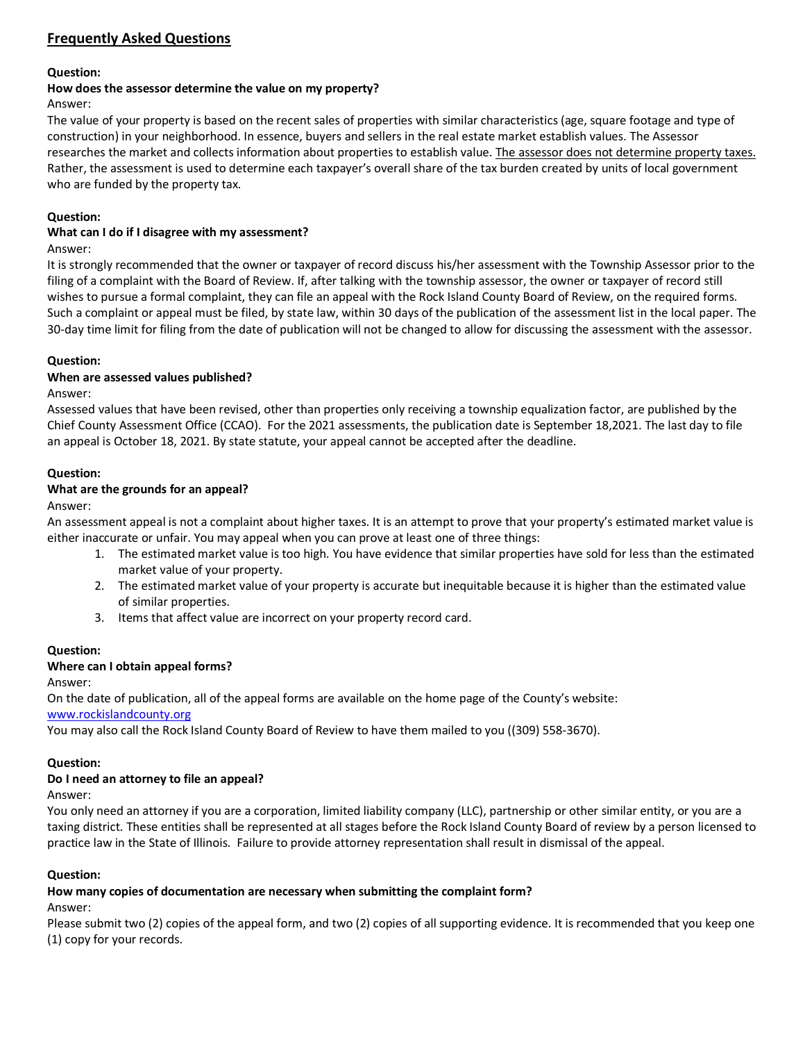## Frequently Asked Questions

**Question:**
**How does the assessor determine the value on my property?**
Answer:
The value of your property is based on the recent sales of properties with similar characteristics (age, square footage and type of construction) in your neighborhood. In essence, buyers and sellers in the real estate market establish values. The Assessor researches the market and collects information about properties to establish value. The assessor does not determine property taxes. Rather, the assessment is used to determine each taxpayer's overall share of the tax burden created by units of local government who are funded by the property tax.

**Question:**
**What can I do if I disagree with my assessment?**
Answer:
It is strongly recommended that the owner or taxpayer of record discuss his/her assessment with the Township Assessor prior to the filing of a complaint with the Board of Review. If, after talking with the township assessor, the owner or taxpayer of record still wishes to pursue a formal complaint, they can file an appeal with the Rock Island County Board of Review, on the required forms. Such a complaint or appeal must be filed, by state law, within 30 days of the publication of the assessment list in the local paper. The 30-day time limit for filing from the date of publication will not be changed to allow for discussing the assessment with the assessor.

**Question:**
**When are assessed values published?**
Answer:
Assessed values that have been revised, other than properties only receiving a township equalization factor, are published by the Chief County Assessment Office (CCAO). For the 2021 assessments, the publication date is September 18,2021. The last day to file an appeal is October 18, 2021. By state statute, your appeal cannot be accepted after the deadline.

**Question:**
**What are the grounds for an appeal?**
Answer:
An assessment appeal is not a complaint about higher taxes. It is an attempt to prove that your property's estimated market value is either inaccurate or unfair. You may appeal when you can prove at least one of three things:

1. The estimated market value is too high. You have evidence that similar properties have sold for less than the estimated market value of your property.
2. The estimated market value of your property is accurate but inequitable because it is higher than the estimated value of similar properties.
3. Items that affect value are incorrect on your property record card.

**Question:**
**Where can I obtain appeal forms?**
Answer:
On the date of publication, all of the appeal forms are available on the home page of the County's website:
www.rockislandcounty.org
You may also call the Rock Island County Board of Review to have them mailed to you ((309) 558-3670).

**Question:**
**Do I need an attorney to file an appeal?**
Answer:
You only need an attorney if you are a corporation, limited liability company (LLC), partnership or other similar entity, or you are a taxing district. These entities shall be represented at all stages before the Rock Island County Board of review by a person licensed to practice law in the State of Illinois. Failure to provide attorney representation shall result in dismissal of the appeal.

**Question:**
**How many copies of documentation are necessary when submitting the complaint form?**
Answer:
Please submit two (2) copies of the appeal form, and two (2) copies of all supporting evidence. It is recommended that you keep one (1) copy for your records.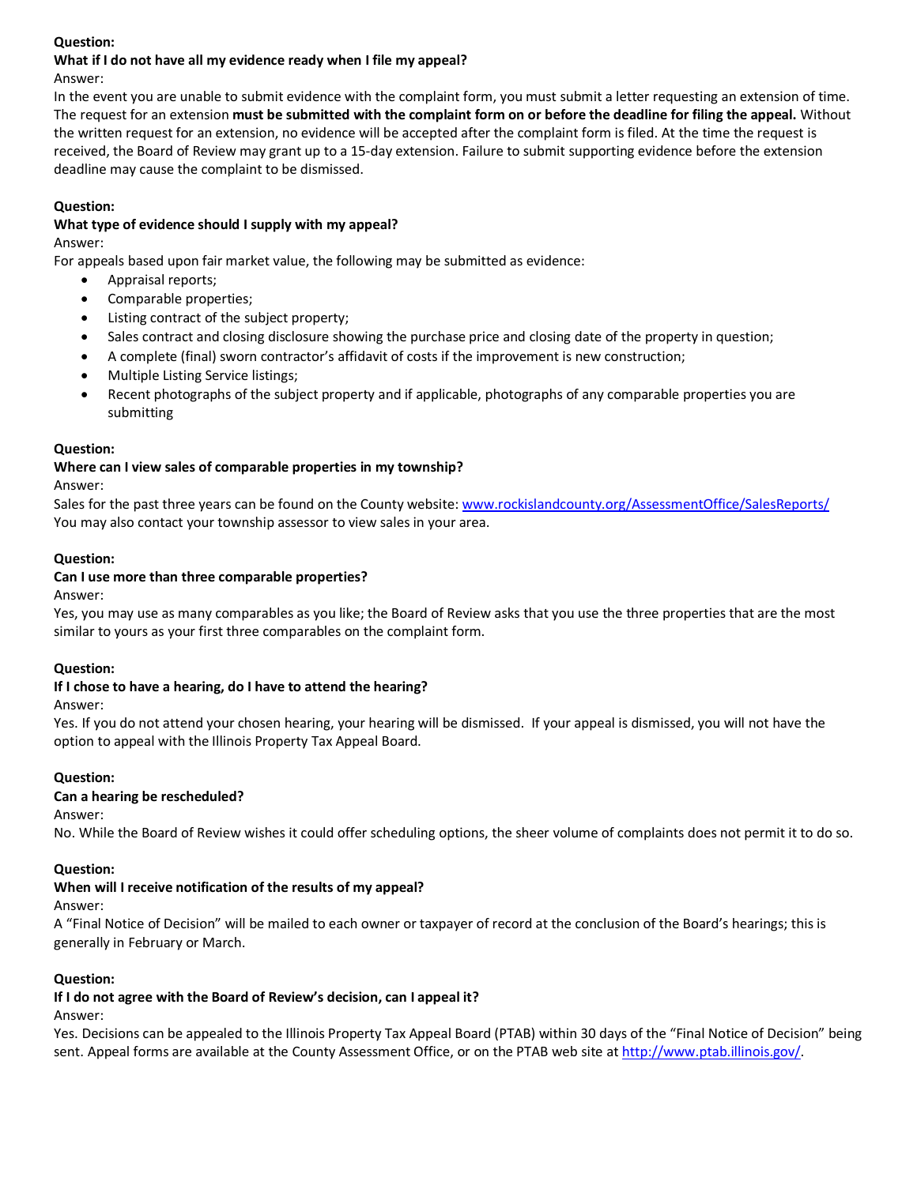**Question:**

**What if I do not have all my evidence ready when I file my appeal?**

Answer:

In the event you are unable to submit evidence with the complaint form, you must submit a letter requesting an extension of time. The request for an extension **must be submitted with the complaint form on or before the deadline for filing the appeal.** Without the written request for an extension, no evidence will be accepted after the complaint form is filed. At the time the request is received, the Board of Review may grant up to a 15-day extension. Failure to submit supporting evidence before the extension deadline may cause the complaint to be dismissed.

**Question:**

**What type of evidence should I supply with my appeal?**

Answer:

For appeals based upon fair market value, the following may be submitted as evidence:

- Appraisal reports;
- Comparable properties;
- Listing contract of the subject property;
- Sales contract and closing disclosure showing the purchase price and closing date of the property in question;
- A complete (final) sworn contractor's affidavit of costs if the improvement is new construction;
- Multiple Listing Service listings;
- Recent photographs of the subject property and if applicable, photographs of any comparable properties you are submitting

**Question:**

**Where can I view sales of comparable properties in my township?**

Answer:

Sales for the past three years can be found on the County website: [www.rockislandcounty.org/AssessmentOffice/SalesReports/](www.rockislandcounty.org/AssessmentOffice/SalesReports/)
You may also contact your township assessor to view sales in your area.

**Question:**

**Can I use more than three comparable properties?**

Answer:

Yes, you may use as many comparables as you like; the Board of Review asks that you use the three properties that are the most similar to yours as your first three comparables on the complaint form.

**Question:**

**If I chose to have a hearing, do I have to attend the hearing?**

Answer:

Yes. If you do not attend your chosen hearing, your hearing will be dismissed. If your appeal is dismissed, you will not have the option to appeal with the Illinois Property Tax Appeal Board.

**Question:**

**Can a hearing be rescheduled?**

Answer:

No. While the Board of Review wishes it could offer scheduling options, the sheer volume of complaints does not permit it to do so.

**Question:**

**When will I receive notification of the results of my appeal?**

Answer:

A "Final Notice of Decision" will be mailed to each owner or taxpayer of record at the conclusion of the Board's hearings; this is generally in February or March.

**Question:**

**If I do not agree with the Board of Review's decision, can I appeal it?**

Answer:

Yes. Decisions can be appealed to the Illinois Property Tax Appeal Board (PTAB) within 30 days of the "Final Notice of Decision" being sent. Appeal forms are available at the County Assessment Office, or on the PTAB web site at [http://www.ptab.illinois.gov/](http://www.ptab.illinois.gov/).